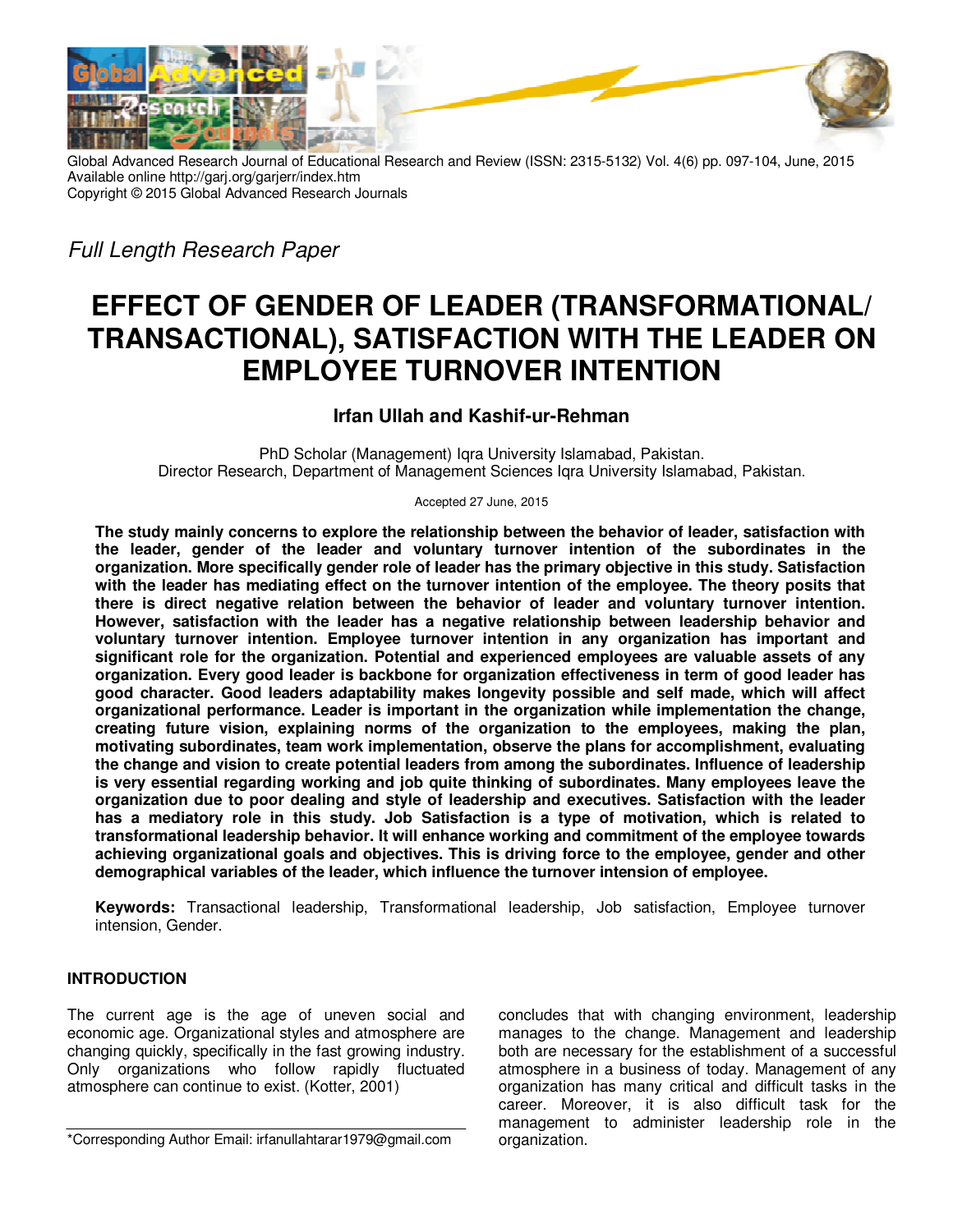Global Advanced Research Journal of Educational Research and Review (ISSN: 2315-5132) Vol. 4(6) pp. 097-104, June, 2015
Available online http://garj.org/garjerr/index.htm
Copyright © 2015 Global Advanced Research Journals

*Full Length Research Paper*

# EFFECT OF GENDER OF LEADER (TRANSFORMATIONAL/ TRANSACTIONAL), SATISFACTION WITH THE LEADER ON EMPLOYEE TURNOVER INTENTION

**Irfan Ullah and Kashif-ur-Rehman**

PhD Scholar (Management) Iqra University Islamabad, Pakistan.
Director Research, Department of Management Sciences Iqra University Islamabad, Pakistan.

Accepted 27 June, 2015

**The study mainly concerns to explore the relationship between the behavior of leader, satisfaction with the leader, gender of the leader and voluntary turnover intention of the subordinates in the organization. More specifically gender role of leader has the primary objective in this study. Satisfaction with the leader has mediating effect on the turnover intention of the employee. The theory posits that there is direct negative relation between the behavior of leader and voluntary turnover intention. However, satisfaction with the leader has a negative relationship between leadership behavior and voluntary turnover intention. Employee turnover intention in any organization has important and significant role for the organization. Potential and experienced employees are valuable assets of any organization. Every good leader is backbone for organization effectiveness in term of good leader has good character. Good leaders adaptability makes longevity possible and self made, which will affect organizational performance. Leader is important in the organization while implementation the change, creating future vision, explaining norms of the organization to the employees, making the plan, motivating subordinates, team work implementation, observe the plans for accomplishment, evaluating the change and vision to create potential leaders from among the subordinates. Influence of leadership is very essential regarding working and job quite thinking of subordinates. Many employees leave the organization due to poor dealing and style of leadership and executives. Satisfaction with the leader has a mediatory role in this study. Job Satisfaction is a type of motivation, which is related to transformational leadership behavior. It will enhance working and commitment of the employee towards achieving organizational goals and objectives. This is driving force to the employee, gender and other demographical variables of the leader, which influence the turnover intension of employee.**

**Keywords:** Transactional leadership, Transformational leadership, Job satisfaction, Employee turnover intension, Gender.

## INTRODUCTION

The current age is the age of uneven social and economic age. Organizational styles and atmosphere are changing quickly, specifically in the fast growing industry. Only organizations who follow rapidly fluctuated atmosphere can continue to exist. (Kotter, 2001) concludes that with changing environment, leadership manages to the change. Management and leadership both are necessary for the establishment of a successful atmosphere in a business of today. Management of any organization has many critical and difficult tasks in the career. Moreover, it is also difficult task for the management to administer leadership role in the organization.

*Corresponding Author Email: irfanullahtarar1979@gmail.com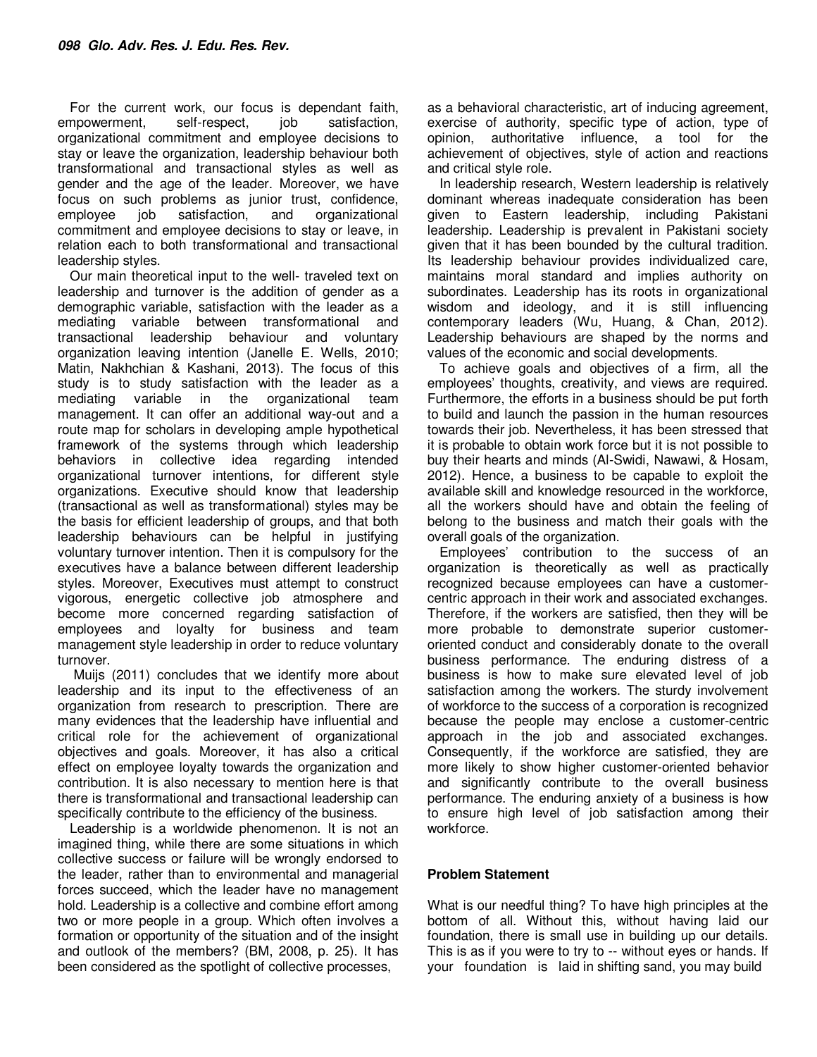For the current work, our focus is dependant faith, empowerment, self-respect, job satisfaction, organizational commitment and employee decisions to stay or leave the organization, leadership behaviour both transformational and transactional styles as well as gender and the age of the leader. Moreover, we have focus on such problems as junior trust, confidence, employee job satisfaction, and organizational commitment and employee decisions to stay or leave, in relation each to both transformational and transactional leadership styles.

Our main theoretical input to the well- traveled text on leadership and turnover is the addition of gender as a demographic variable, satisfaction with the leader as a mediating variable between transformational and transactional leadership behaviour and voluntary organization leaving intention (Janelle E. Wells, 2010; Matin, Nakhchian & Kashani, 2013). The focus of this study is to study satisfaction with the leader as a mediating variable in the organizational team management. It can offer an additional way-out and a route map for scholars in developing ample hypothetical framework of the systems through which leadership behaviors in collective idea regarding intended organizational turnover intentions, for different style organizations. Executive should know that leadership (transactional as well as transformational) styles may be the basis for efficient leadership of groups, and that both leadership behaviours can be helpful in justifying voluntary turnover intention. Then it is compulsory for the executives have a balance between different leadership styles. Moreover, Executives must attempt to construct vigorous, energetic collective job atmosphere and become more concerned regarding satisfaction of employees and loyalty for business and team management style leadership in order to reduce voluntary turnover.

Muijs (2011) concludes that we identify more about leadership and its input to the effectiveness of an organization from research to prescription. There are many evidences that the leadership have influential and critical role for the achievement of organizational objectives and goals. Moreover, it has also a critical effect on employee loyalty towards the organization and contribution. It is also necessary to mention here is that there is transformational and transactional leadership can specifically contribute to the efficiency of the business.

Leadership is a worldwide phenomenon. It is not an imagined thing, while there are some situations in which collective success or failure will be wrongly endorsed to the leader, rather than to environmental and managerial forces succeed, which the leader have no management hold. Leadership is a collective and combine effort among two or more people in a group. Which often involves a formation or opportunity of the situation and of the insight and outlook of the members? (BM, 2008, p. 25). It has been considered as the spotlight of collective processes, as a behavioral characteristic, art of inducing agreement, exercise of authority, specific type of action, type of opinion, authoritative influence, a tool for the achievement of objectives, style of action and reactions and critical style role.

In leadership research, Western leadership is relatively dominant whereas inadequate consideration has been given to Eastern leadership, including Pakistani leadership. Leadership is prevalent in Pakistani society given that it has been bounded by the cultural tradition. Its leadership behaviour provides individualized care, maintains moral standard and implies authority on subordinates. Leadership has its roots in organizational wisdom and ideology, and it is still influencing contemporary leaders (Wu, Huang, & Chan, 2012). Leadership behaviours are shaped by the norms and values of the economic and social developments.

To achieve goals and objectives of a firm, all the employees' thoughts, creativity, and views are required. Furthermore, the efforts in a business should be put forth to build and launch the passion in the human resources towards their job. Nevertheless, it has been stressed that it is probable to obtain work force but it is not possible to buy their hearts and minds (Al-Swidi, Nawawi, & Hosam, 2012). Hence, a business to be capable to exploit the available skill and knowledge resourced in the workforce, all the workers should have and obtain the feeling of belong to the business and match their goals with the overall goals of the organization.

Employees' contribution to the success of an organization is theoretically as well as practically recognized because employees can have a customer-centric approach in their work and associated exchanges. Therefore, if the workers are satisfied, then they will be more probable to demonstrate superior customer-oriented conduct and considerably donate to the overall business performance. The enduring distress of a business is how to make sure elevated level of job satisfaction among the workers. The sturdy involvement of workforce to the success of a corporation is recognized because the people may enclose a customer-centric approach in the job and associated exchanges. Consequently, if the workforce are satisfied, they are more likely to show higher customer-oriented behavior and significantly contribute to the overall business performance. The enduring anxiety of a business is how to ensure high level of job satisfaction among their workforce.

## Problem Statement

What is our needful thing? To have high principles at the bottom of all. Without this, without having laid our foundation, there is small use in building up our details. This is as if you were to try to -- without eyes or hands. If your foundation is laid in shifting sand, you may build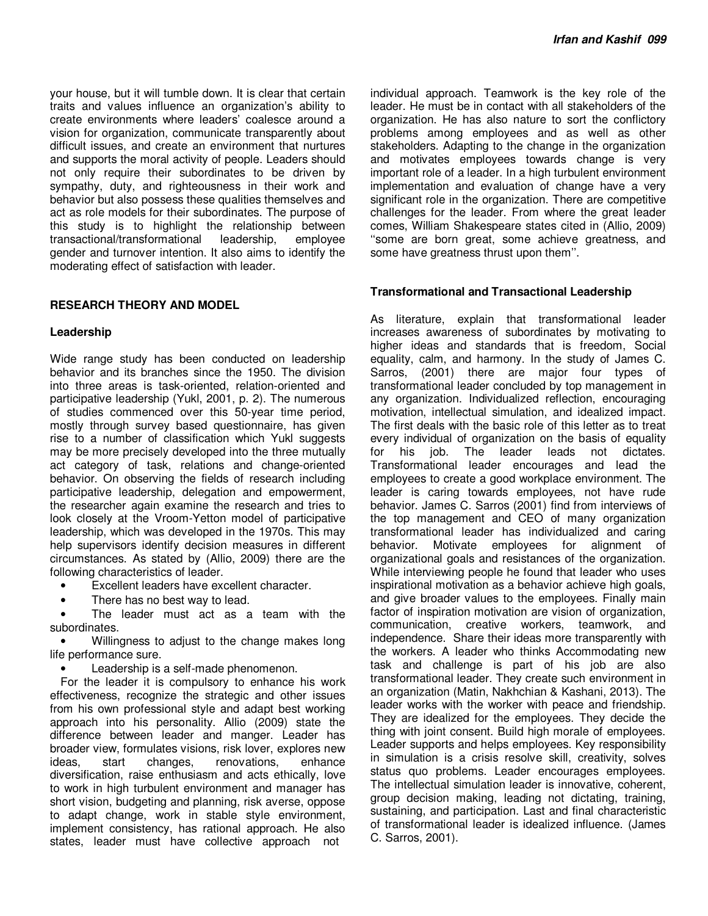your house, but it will tumble down. It is clear that certain traits and values influence an organization's ability to create environments where leaders' coalesce around a vision for organization, communicate transparently about difficult issues, and create an environment that nurtures and supports the moral activity of people. Leaders should not only require their subordinates to be driven by sympathy, duty, and righteousness in their work and behavior but also possess these qualities themselves and act as role models for their subordinates. The purpose of this study is to highlight the relationship between transactional/transformational leadership, employee gender and turnover intention. It also aims to identify the moderating effect of satisfaction with leader.

## RESEARCH THEORY AND MODEL

### Leadership

Wide range study has been conducted on leadership behavior and its branches since the 1950. The division into three areas is task-oriented, relation-oriented and participative leadership (Yukl, 2001, p. 2). The numerous of studies commenced over this 50-year time period, mostly through survey based questionnaire, has given rise to a number of classification which Yukl suggests may be more precisely developed into the three mutually act category of task, relations and change-oriented behavior. On observing the fields of research including participative leadership, delegation and empowerment, the researcher again examine the research and tries to look closely at the Vroom-Yetton model of participative leadership, which was developed in the 1970s. This may help supervisors identify decision measures in different circumstances. As stated by (Allio, 2009) there are the following characteristics of leader.

- Excellent leaders have excellent character.
- There has no best way to lead.
- The leader must act as a team with the subordinates.
- Willingness to adjust to the change makes long life performance sure.
- Leadership is a self-made phenomenon.

For the leader it is compulsory to enhance his work effectiveness, recognize the strategic and other issues from his own professional style and adapt best working approach into his personality. Allio (2009) state the difference between leader and manger. Leader has broader view, formulates visions, risk lover, explores new ideas, start changes, renovations, enhance diversification, raise enthusiasm and acts ethically, love to work in high turbulent environment and manager has short vision, budgeting and planning, risk averse, oppose to adapt change, work in stable style environment, implement consistency, has rational approach. He also states, leader must have collective approach not individual approach. Teamwork is the key role of the leader. He must be in contact with all stakeholders of the organization. He has also nature to sort the conflictory problems among employees and as well as other stakeholders. Adapting to the change in the organization and motivates employees towards change is very important role of a leader. In a high turbulent environment implementation and evaluation of change have a very significant role in the organization. There are competitive challenges for the leader. From where the great leader comes, William Shakespeare states cited in (Allio, 2009) ''some are born great, some achieve greatness, and some have greatness thrust upon them''.

### Transformational and Transactional Leadership

As literature, explain that transformational leader increases awareness of subordinates by motivating to higher ideas and standards that is freedom, Social equality, calm, and harmony. In the study of James C. Sarros, (2001) there are major four types of transformational leader concluded by top management in any organization. Individualized reflection, encouraging motivation, intellectual simulation, and idealized impact. The first deals with the basic role of this letter as to treat every individual of organization on the basis of equality for his job. The leader leads not dictates. Transformational leader encourages and lead the employees to create a good workplace environment. The leader is caring towards employees, not have rude behavior. James C. Sarros (2001) find from interviews of the top management and CEO of many organization transformational leader has individualized and caring behavior. Motivate employees for alignment of organizational goals and resistances of the organization. While interviewing people he found that leader who uses inspirational motivation as a behavior achieve high goals, and give broader values to the employees. Finally main factor of inspiration motivation are vision of organization, communication, creative workers, teamwork, and independence. Share their ideas more transparently with the workers. A leader who thinks Accommodating new task and challenge is part of his job are also transformational leader. They create such environment in an organization (Matin, Nakhchian & Kashani, 2013). The leader works with the worker with peace and friendship. They are idealized for the employees. They decide the thing with joint consent. Build high morale of employees. Leader supports and helps employees. Key responsibility in simulation is a crisis resolve skill, creativity, solves status quo problems. Leader encourages employees. The intellectual simulation leader is innovative, coherent, group decision making, leading not dictating, training, sustaining, and participation. Last and final characteristic of transformational leader is idealized influence. (James C. Sarros, 2001).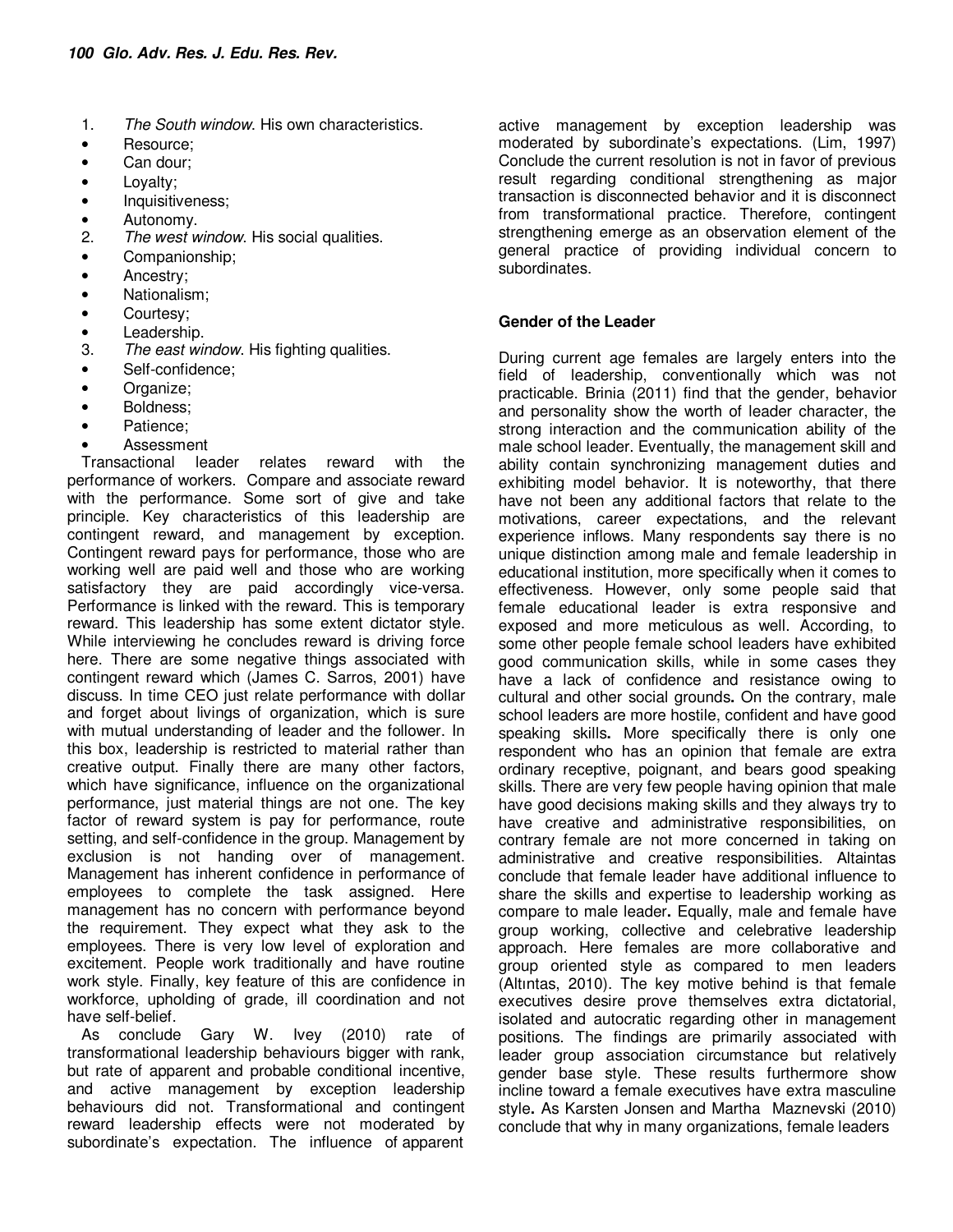1. *The South window*. His own characteristics.

- Resource;
- Can dour;
- Loyalty;
- Inquisitiveness;
- Autonomy.

2. *The west window*. His social qualities.

- Companionship;
- Ancestry;
- Nationalism;
- Courtesy;
- Leadership.

3. *The east window*. His fighting qualities.

- Self-confidence;
- Organize;
- Boldness;
- Patience;
- Assessment

Transactional leader relates reward with the performance of workers. Compare and associate reward with the performance. Some sort of give and take principle. Key characteristics of this leadership are contingent reward, and management by exception. Contingent reward pays for performance, those who are working well are paid well and those who are working satisfactory they are paid accordingly vice-versa. Performance is linked with the reward. This is temporary reward. This leadership has some extent dictator style. While interviewing he concludes reward is driving force here. There are some negative things associated with contingent reward which (James C. Sarros, 2001) have discuss. In time CEO just relate performance with dollar and forget about livings of organization, which is sure with mutual understanding of leader and the follower. In this box, leadership is restricted to material rather than creative output. Finally there are many other factors, which have significance, influence on the organizational performance, just material things are not one. The key factor of reward system is pay for performance, route setting, and self-confidence in the group. Management by exclusion is not handing over of management. Management has inherent confidence in performance of employees to complete the task assigned. Here management has no concern with performance beyond the requirement. They expect what they ask to the employees. There is very low level of exploration and excitement. People work traditionally and have routine work style. Finally, key feature of this are confidence in workforce, upholding of grade, ill coordination and not have self-belief.

As conclude Gary W. Ivey (2010) rate of transformational leadership behaviours bigger with rank, but rate of apparent and probable conditional incentive, and active management by exception leadership behaviours did not. Transformational and contingent reward leadership effects were not moderated by subordinate's expectation. The influence of apparent active management by exception leadership was moderated by subordinate's expectations. (Lim, 1997) Conclude the current resolution is not in favor of previous result regarding conditional strengthening as major transaction is disconnected behavior and it is disconnect from transformational practice. Therefore, contingent strengthening emerge as an observation element of the general practice of providing individual concern to subordinates.

## Gender of the Leader

During current age females are largely enters into the field of leadership, conventionally which was not practicable. Brinia (2011) find that the gender, behavior and personality show the worth of leader character, the strong interaction and the communication ability of the male school leader. Eventually, the management skill and ability contain synchronizing management duties and exhibiting model behavior. It is noteworthy, that there have not been any additional factors that relate to the motivations, career expectations, and the relevant experience inflows. Many respondents say there is no unique distinction among male and female leadership in educational institution, more specifically when it comes to effectiveness. However, only some people said that female educational leader is extra responsive and exposed and more meticulous as well. According, to some other people female school leaders have exhibited good communication skills, while in some cases they have a lack of confidence and resistance owing to cultural and other social grounds**.** On the contrary, male school leaders are more hostile, confident and have good speaking skills**.** More specifically there is only one respondent who has an opinion that female are extra ordinary receptive, poignant, and bears good speaking skills. There are very few people having opinion that male have good decisions making skills and they always try to have creative and administrative responsibilities, on contrary female are not more concerned in taking on administrative and creative responsibilities. Altaintas conclude that female leader have additional influence to share the skills and expertise to leadership working as compare to male leader**.** Equally, male and female have group working, collective and celebrative leadership approach. Here females are more collaborative and group oriented style as compared to men leaders (Altıntas, 2010). The key motive behind is that female executives desire prove themselves extra dictatorial, isolated and autocratic regarding other in management positions. The findings are primarily associated with leader group association circumstance but relatively gender base style. These results furthermore show incline toward a female executives have extra masculine style**.** As Karsten Jonsen and Martha Maznevski (2010) conclude that why in many organizations, female leaders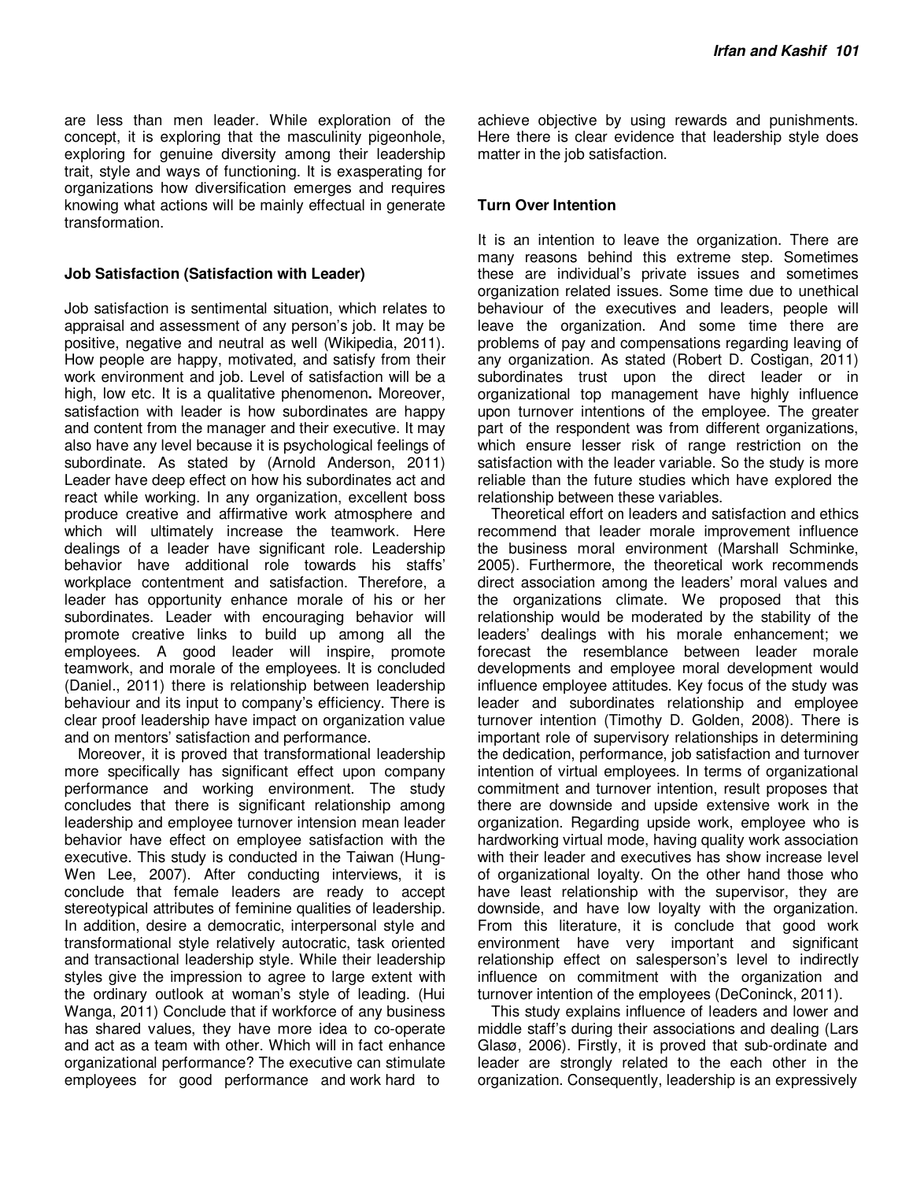are less than men leader. While exploration of the concept, it is exploring that the masculinity pigeonhole, exploring for genuine diversity among their leadership trait, style and ways of functioning. It is exasperating for organizations how diversification emerges and requires knowing what actions will be mainly effectual in generate transformation.

### Job Satisfaction (Satisfaction with Leader)

Job satisfaction is sentimental situation, which relates to appraisal and assessment of any person's job. It may be positive, negative and neutral as well (Wikipedia, 2011). How people are happy, motivated, and satisfy from their work environment and job. Level of satisfaction will be a high, low etc. It is a qualitative phenomenon**.** Moreover, satisfaction with leader is how subordinates are happy and content from the manager and their executive. It may also have any level because it is psychological feelings of subordinate. As stated by (Arnold Anderson, 2011) Leader have deep effect on how his subordinates act and react while working. In any organization, excellent boss produce creative and affirmative work atmosphere and which will ultimately increase the teamwork. Here dealings of a leader have significant role. Leadership behavior have additional role towards his staffs' workplace contentment and satisfaction. Therefore, a leader has opportunity enhance morale of his or her subordinates. Leader with encouraging behavior will promote creative links to build up among all the employees. A good leader will inspire, promote teamwork, and morale of the employees. It is concluded (Daniel., 2011) there is relationship between leadership behaviour and its input to company's efficiency. There is clear proof leadership have impact on organization value and on mentors' satisfaction and performance.

Moreover, it is proved that transformational leadership more specifically has significant effect upon company performance and working environment. The study concludes that there is significant relationship among leadership and employee turnover intension mean leader behavior have effect on employee satisfaction with the executive. This study is conducted in the Taiwan (Hung-Wen Lee, 2007). After conducting interviews, it is conclude that female leaders are ready to accept stereotypical attributes of feminine qualities of leadership. In addition, desire a democratic, interpersonal style and transformational style relatively autocratic, task oriented and transactional leadership style. While their leadership styles give the impression to agree to large extent with the ordinary outlook at woman's style of leading. (Hui Wanga, 2011) Conclude that if workforce of any business has shared values, they have more idea to co-operate and act as a team with other. Which will in fact enhance organizational performance? The executive can stimulate employees for good performance and work hard to achieve objective by using rewards and punishments. Here there is clear evidence that leadership style does matter in the job satisfaction.

### Turn Over Intention

It is an intention to leave the organization. There are many reasons behind this extreme step. Sometimes these are individual's private issues and sometimes organization related issues. Some time due to unethical behaviour of the executives and leaders, people will leave the organization. And some time there are problems of pay and compensations regarding leaving of any organization. As stated (Robert D. Costigan, 2011) subordinates trust upon the direct leader or in organizational top management have highly influence upon turnover intentions of the employee. The greater part of the respondent was from different organizations, which ensure lesser risk of range restriction on the satisfaction with the leader variable. So the study is more reliable than the future studies which have explored the relationship between these variables.

Theoretical effort on leaders and satisfaction and ethics recommend that leader morale improvement influence the business moral environment (Marshall Schminke, 2005). Furthermore, the theoretical work recommends direct association among the leaders' moral values and the organizations climate. We proposed that this relationship would be moderated by the stability of the leaders' dealings with his morale enhancement; we forecast the resemblance between leader morale developments and employee moral development would influence employee attitudes. Key focus of the study was leader and subordinates relationship and employee turnover intention (Timothy D. Golden, 2008). There is important role of supervisory relationships in determining the dedication, performance, job satisfaction and turnover intention of virtual employees. In terms of organizational commitment and turnover intention, result proposes that there are downside and upside extensive work in the organization. Regarding upside work, employee who is hardworking virtual mode, having quality work association with their leader and executives has show increase level of organizational loyalty. On the other hand those who have least relationship with the supervisor, they are downside, and have low loyalty with the organization. From this literature, it is conclude that good work environment have very important and significant relationship effect on salesperson's level to indirectly influence on commitment with the organization and turnover intention of the employees (DeConinck, 2011).

This study explains influence of leaders and lower and middle staff's during their associations and dealing (Lars Glasø, 2006). Firstly, it is proved that sub-ordinate and leader are strongly related to the each other in the organization. Consequently, leadership is an expressively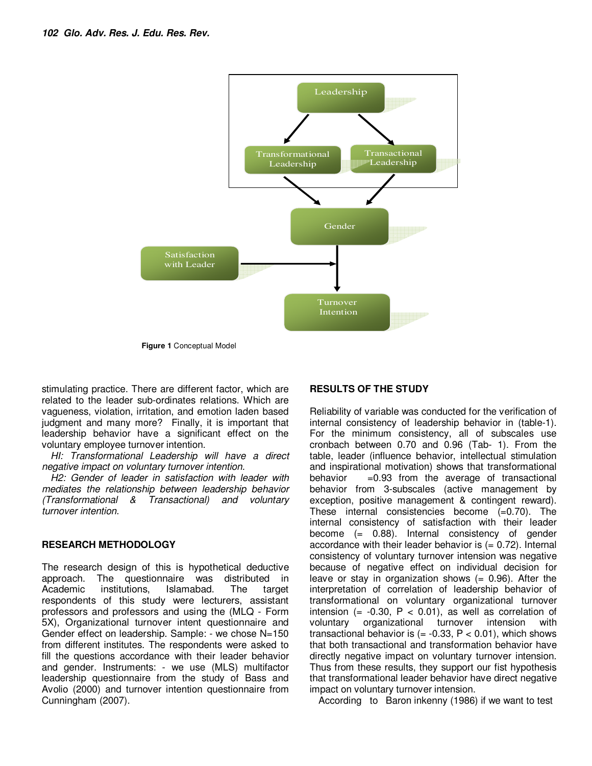Figure 1 Conceptual Model

stimulating practice. There are different factor, which are related to the leader sub-ordinates relations. Which are vagueness, violation, irritation, and emotion laden based judgment and many more? Finally, it is important that leadership behavior have a significant effect on the voluntary employee turnover intention.

*HI: Transformational Leadership will have a direct negative impact on voluntary turnover intention.*

*H2: Gender of leader in satisfaction with leader with mediates the relationship between leadership behavior (Transformational & Transactional) and voluntary turnover intention.*

## RESEARCH METHODOLOGY

The research design of this is hypothetical deductive approach. The questionnaire was distributed in Academic institutions, Islamabad. The target respondents of this study were lecturers, assistant professors and professors and using the (MLQ - Form 5X), Organizational turnover intent questionnaire and Gender effect on leadership. Sample: - we chose N=150 from different institutes. The respondents were asked to fill the questions accordance with their leader behavior and gender. Instruments: - we use (MLS) multifactor leadership questionnaire from the study of Bass and Avolio (2000) and turnover intention questionnaire from Cunningham (2007).

## RESULTS OF THE STUDY

Reliability of variable was conducted for the verification of internal consistency of leadership behavior in (table-1). For the minimum consistency, all of subscales use cronbach between 0.70 and 0.96 (Tab- 1). From the table, leader (influence behavior, intellectual stimulation and inspirational motivation) shows that transformational behavior =0.93 from the average of transactional behavior from 3-subscales (active management by exception, positive management & contingent reward). These internal consistencies become (=0.70). The internal consistency of satisfaction with their leader become (= 0.88). Internal consistency of gender accordance with their leader behavior is (= 0.72). Internal consistency of voluntary turnover intension was negative because of negative effect on individual decision for leave or stay in organization shows (= 0.96). After the interpretation of correlation of leadership behavior of transformational on voluntary organizational turnover intension (= -0.30, $P < 0.01$), as well as correlation of voluntary organizational turnover intension with transactional behavior is (= -0.33, $P < 0.01$), which shows that both transactional and transformation behavior have directly negative impact on voluntary turnover intension. Thus from these results, they support our fist hypothesis that transformational leader behavior have direct negative impact on voluntary turnover intension.

According to Baron inkenny (1986) if we want to test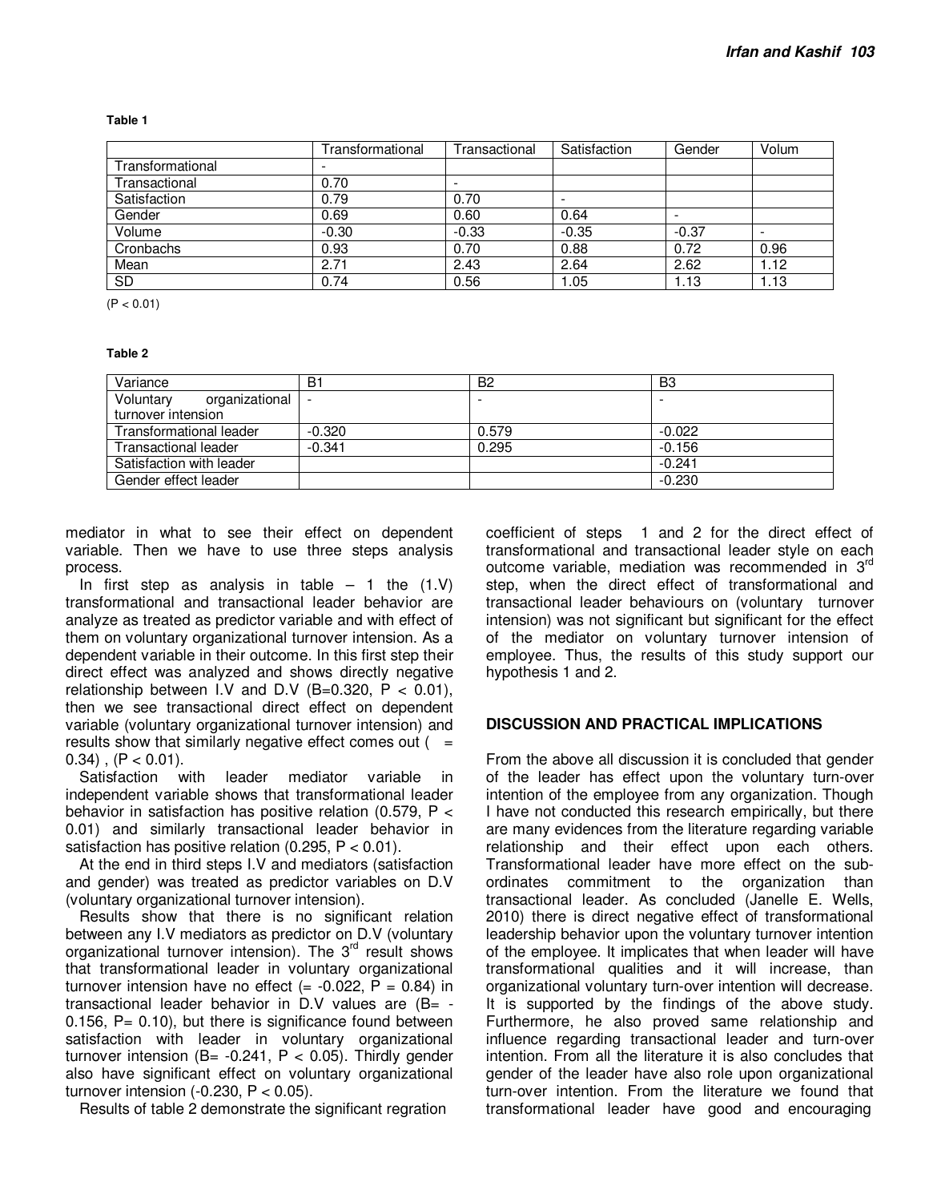**Table 1**

| | Transformational | Transactional | Satisfaction | Gender | Volum |
|---|---|---|---|---|---|
| Transformational | - | | | | |
| Transactional | 0.70 | - | | | |
| Satisfaction | 0.79 | 0.70 | - | | |
| Gender | 0.69 | 0.60 | 0.64 | - | |
| Volume | -0.30 | -0.33 | -0.35 | -0.37 | - |
| Cronbachs | 0.93 | 0.70 | 0.88 | 0.72 | 0.96 |
| Mean | 2.71 | 2.43 | 2.64 | 2.62 | 1.12 |
| SD | 0.74 | 0.56 | 1.05 | 1.13 | 1.13 |

(P < 0.01)

**Table 2**

| Variance | B1 | B2 | B3 |
|---|---|---|---|
| Voluntary organizational turnover intension | - | - | - |
| Transformational leader | -0.320 | 0.579 | -0.022 |
| Transactional leader | -0.341 | 0.295 | -0.156 |
| Satisfaction with leader | | | -0.241 |
| Gender effect leader | | | -0.230 |

mediator in what to see their effect on dependent variable. Then we have to use three steps analysis process.

In first step as analysis in table – 1 the (1.V) transformational and transactional leader behavior are analyze as treated as predictor variable and with effect of them on voluntary organizational turnover intension. As a dependent variable in their outcome. In this first step their direct effect was analyzed and shows directly negative relationship between I.V and D.V (B=0.320, $P < 0.01$), then we see transactional direct effect on dependent variable (voluntary organizational turnover intension) and results show that similarly negative effect comes out ( = 0.34) , ($P < 0.01$).

Satisfaction with leader mediator variable in independent variable shows that transformational leader behavior in satisfaction has positive relation (0.579, $P < 0.01$) and similarly transactional leader behavior in satisfaction has positive relation (0.295, $P < 0.01$).

At the end in third steps I.V and mediators (satisfaction and gender) was treated as predictor variables on D.V (voluntary organizational turnover intension).

Results show that there is no significant relation between any I.V mediators as predictor on D.V (voluntary organizational turnover intension). The 3rd result shows that transformational leader in voluntary organizational turnover intension have no effect (= -0.022, P = 0.84) in transactional leader behavior in D.V values are (B= -0.156, P= 0.10), but there is significance found between satisfaction with leader in voluntary organizational turnover intension (B= -0.241, $P < 0.05$). Thirdly gender also have significant effect on voluntary organizational turnover intension (-0.230, $P < 0.05$).

Results of table 2 demonstrate the significant regration coefficient of steps 1 and 2 for the direct effect of transformational and transactional leader style on each outcome variable, mediation was recommended in 3rd step, when the direct effect of transformational and transactional leader behaviours on (voluntary turnover intension) was not significant but significant for the effect of the mediator on voluntary turnover intension of employee. Thus, the results of this study support our hypothesis 1 and 2.

## DISCUSSION AND PRACTICAL IMPLICATIONS

From the above all discussion it is concluded that gender of the leader has effect upon the voluntary turn-over intention of the employee from any organization. Though I have not conducted this research empirically, but there are many evidences from the literature regarding variable relationship and their effect upon each others. Transformational leader have more effect on the sub-ordinates commitment to the organization than transactional leader. As concluded (Janelle E. Wells, 2010) there is direct negative effect of transformational leadership behavior upon the voluntary turnover intention of the employee. It implicates that when leader will have transformational qualities and it will increase, than organizational voluntary turn-over intention will decrease. It is supported by the findings of the above study. Furthermore, he also proved same relationship and influence regarding transactional leader and turn-over intention. From all the literature it is also concludes that gender of the leader have also role upon organizational turn-over intention. From the literature we found that transformational leader have good and encouraging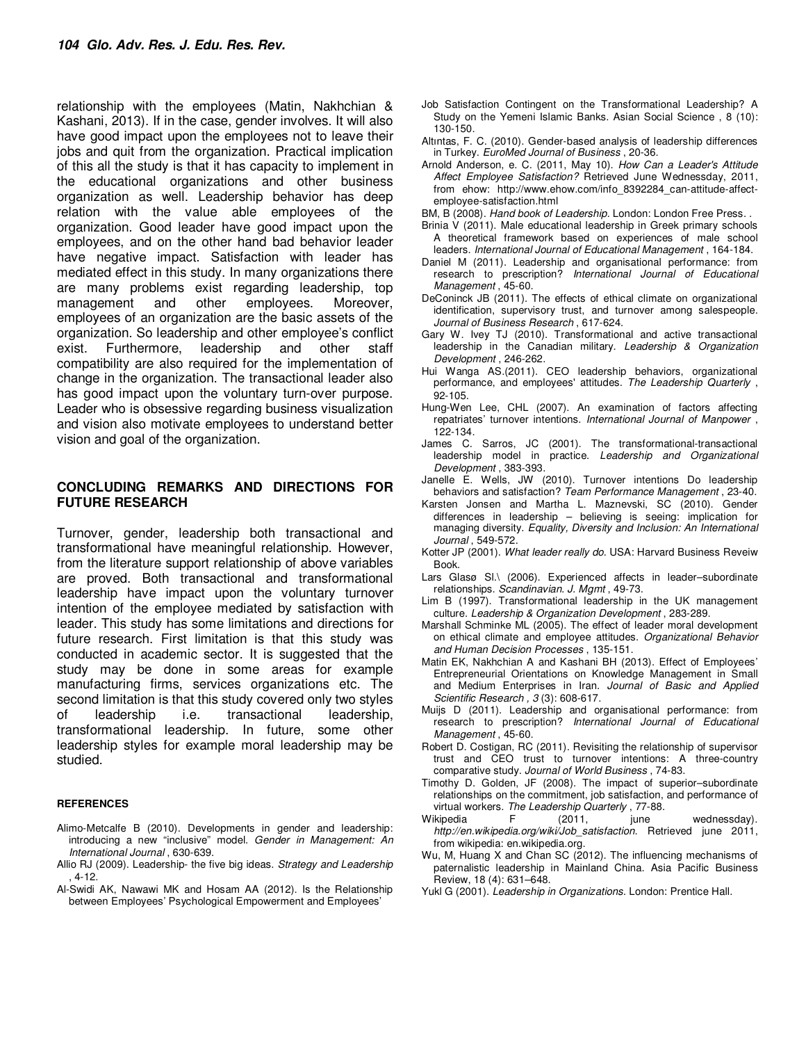relationship with the employees (Matin, Nakhchian & Kashani, 2013). If in the case, gender involves. It will also have good impact upon the employees not to leave their jobs and quit from the organization. Practical implication of this all the study is that it has capacity to implement in the educational organizations and other business organization as well. Leadership behavior has deep relation with the value able employees of the organization. Good leader have good impact upon the employees, and on the other hand bad behavior leader have negative impact. Satisfaction with leader has mediated effect in this study. In many organizations there are many problems exist regarding leadership, top management and other employees. Moreover, employees of an organization are the basic assets of the organization. So leadership and other employee's conflict exist. Furthermore, leadership and other staff compatibility are also required for the implementation of change in the organization. The transactional leader also has good impact upon the voluntary turn-over purpose. Leader who is obsessive regarding business visualization and vision also motivate employees to understand better vision and goal of the organization.

## CONCLUDING REMARKS AND DIRECTIONS FOR FUTURE RESEARCH

Turnover, gender, leadership both transactional and transformational have meaningful relationship. However, from the literature support relationship of above variables are proved. Both transactional and transformational leadership have impact upon the voluntary turnover intention of the employee mediated by satisfaction with leader. This study has some limitations and directions for future research. First limitation is that this study was conducted in academic sector. It is suggested that the study may be done in some areas for example manufacturing firms, services organizations etc. The second limitation is that this study covered only two styles of leadership i.e. transactional leadership, transformational leadership. In future, some other leadership styles for example moral leadership may be studied.

### REFERENCES

Alimo-Metcalfe B (2010). Developments in gender and leadership: introducing a new "inclusive" model. *Gender in Management: An International Journal* , 630-639.

Allio RJ (2009). Leadership- the five big ideas. *Strategy and Leadership* , 4-12.

Al-Swidi AK, Nawawi MK and Hosam AA (2012). Is the Relationship between Employees' Psychological Empowerment and Employees' Job Satisfaction Contingent on the Transformational Leadership? A Study on the Yemeni Islamic Banks. Asian Social Science , 8 (10): 130-150.

Altıntas, F. C. (2010). Gender-based analysis of leadership differences in Turkey. *EuroMed Journal of Business* , 20-36.

Arnold Anderson, e. C. (2011, May 10). *How Can a Leader's Attitude Affect Employee Satisfaction?* Retrieved June Wednessday, 2011, from ehow: http://www.ehow.com/info_8392284_can-attitude-affect-employee-satisfaction.html

BM, B (2008). *Hand book of Leadership.* London: London Free Press. .

Brinia V (2011). Male educational leadership in Greek primary schools A theoretical framework based on experiences of male school leaders. *International Journal of Educational Management* , 164-184.

Daniel M (2011). Leadership and organisational performance: from research to prescription? *International Journal of Educational Management* , 45-60.

DeConinck JB (2011). The effects of ethical climate on organizational identification, supervisory trust, and turnover among salespeople. *Journal of Business Research* , 617-624.

Gary W. Ivey TJ (2010). Transformational and active transactional leadership in the Canadian military. *Leadership & Organization Development* , 246-262.

Hui Wanga AS.(2011). CEO leadership behaviors, organizational performance, and employees' attitudes. *The Leadership Quarterly* , 92-105.

Hung-Wen Lee, CHL (2007). An examination of factors affecting repatriates' turnover intentions. *International Journal of Manpower* , 122-134.

James C. Sarros, JC (2001). The transformational-transactional leadership model in practice. *Leadership and Organizational Development* , 383-393.

Janelle E. Wells, JW (2010). Turnover intentions Do leadership behaviors and satisfaction? *Team Performance Management* , 23-40.

Karsten Jonsen and Martha L. Maznevski, SC (2010). Gender differences in leadership – believing is seeing: implication for managing diversity. *Equality, Diversity and Inclusion: An International Journal* , 549-572.

Kotter JP (2001). *What leader really do.* USA: Harvard Business Reveiw Book.

Lars Glasø Sl.\ (2006). Experienced affects in leader–subordinate relationships. *Scandinavian. J. Mgmt* , 49-73.

Lim B (1997). Transformational leadership in the UK management culture. *Leadership & Organization Development* , 283-289.

Marshall Schminke ML (2005). The effect of leader moral development on ethical climate and employee attitudes. *Organizational Behavior and Human Decision Processes* , 135-151.

Matin EK, Nakhchian A and Kashani BH (2013). Effect of Employees' Entrepreneurial Orientations on Knowledge Management in Small and Medium Enterprises in Iran. *Journal of Basic and Applied Scientific Research , 3* (3): 608-617.

Muijs D (2011). Leadership and organisational performance: from research to prescription? *International Journal of Educational Management* , 45-60.

Robert D. Costigan, RC (2011). Revisiting the relationship of supervisor trust and CEO trust to turnover intentions: A three-country comparative study. *Journal of World Business* , 74-83.

Timothy D. Golden, JF (2008). The impact of superior–subordinate relationships on the commitment, job satisfaction, and performance of virtual workers. *The Leadership Quarterly* , 77-88.

Wikipedia F (2011, june wednessday). *http://en.wikipedia.org/wiki/Job_satisfaction.* Retrieved june 2011, from wikipedia: en.wikipedia.org.

Wu, M, Huang X and Chan SC (2012). The influencing mechanisms of paternalistic leadership in Mainland China. Asia Pacific Business Review, 18 (4): 631–648.

Yukl G (2001). *Leadership in Organizations.* London: Prentice Hall.